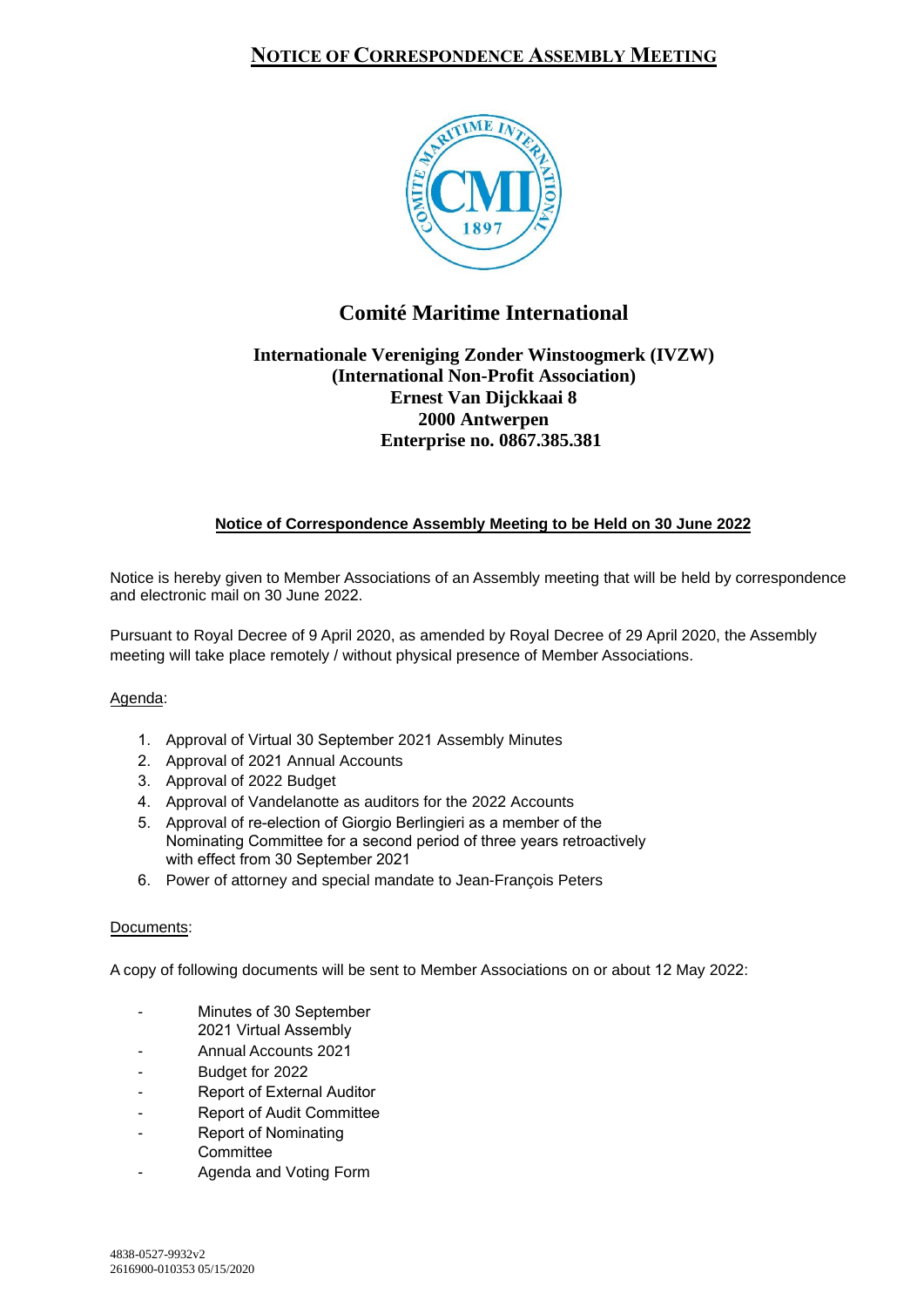# NOTICE OF CORRESPONDENCE ASSEMBLY MEETING

## Comité Maritime International

**Internationale Vereniging Zonder Winstoogmerk (IVZW)**
**(International Non-Profit Association)**
**Ernest Van Dijckkaai 8**
**2000 Antwerpen**
**Enterprise no. 0867.385.381**

**Notice of Correspondence Assembly Meeting to be Held on 30 June 2022**

Notice is hereby given to Member Associations of an Assembly meeting that will be held by correspondence and electronic mail on 30 June 2022.

Pursuant to Royal Decree of 9 April 2020, as amended by Royal Decree of 29 April 2020, the Assembly meeting will take place remotely / without physical presence of Member Associations.

Agenda:

1. Approval of Virtual 30 September 2021 Assembly Minutes
2. Approval of 2021 Annual Accounts
3. Approval of 2022 Budget
4. Approval of Vandelanotte as auditors for the 2022 Accounts
5. Approval of re-election of Giorgio Berlingieri as a member of the Nominating Committee for a second period of three years retroactively with effect from 30 September 2021
6. Power of attorney and special mandate to Jean-François Peters

Documents:

A copy of following documents will be sent to Member Associations on or about 12 May 2022:

- Minutes of 30 September 2021 Virtual Assembly
- Annual Accounts 2021
- Budget for 2022
- Report of External Auditor
- Report of Audit Committee
- Report of Nominating Committee
- Agenda and Voting Form

4838-0527-9932v2
2616900-010353 05/15/2020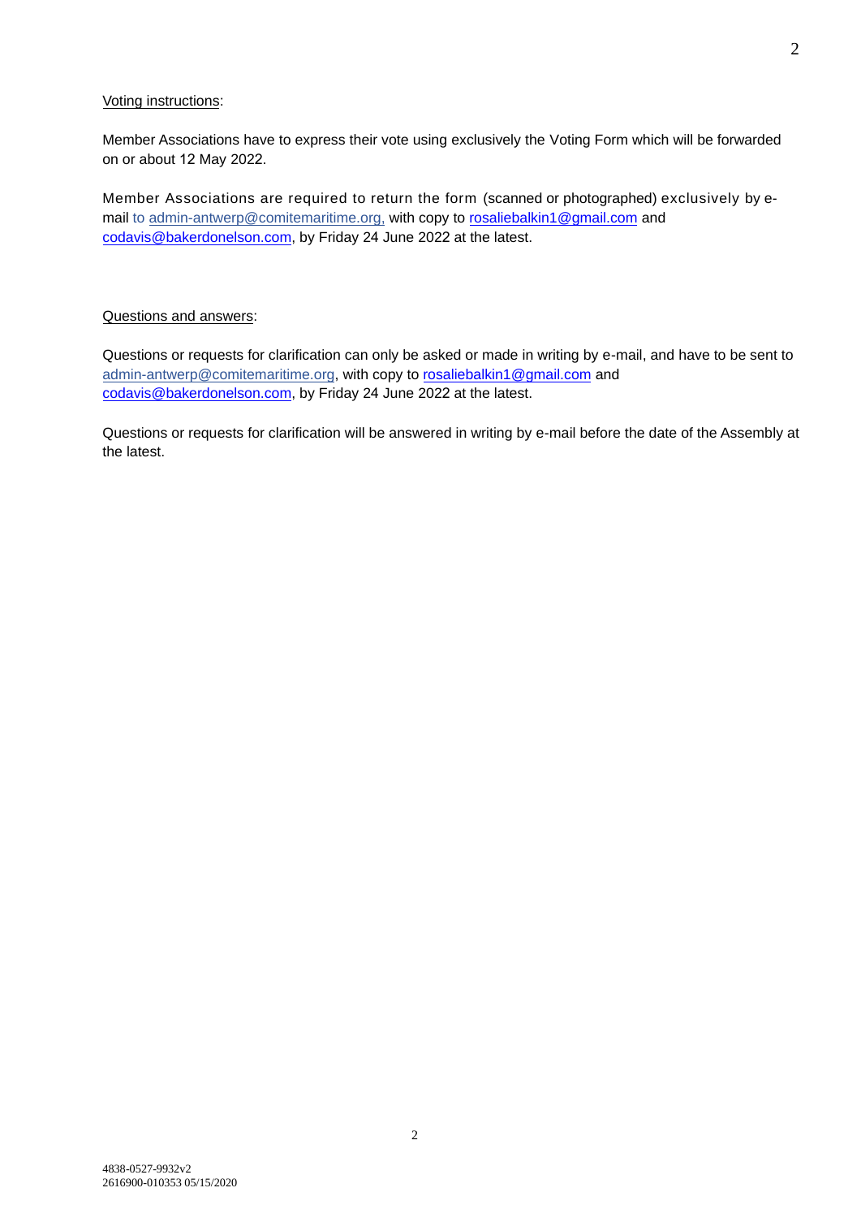Voting instructions:

Member Associations have to express their vote using exclusively the Voting Form which will be forwarded on or about 12 May 2022.

Member Associations are required to return the form (scanned or photographed) exclusively by e-mail to admin-antwerp@comitemaritime.org, with copy to rosaliebalkin1@gmail.com and codavis@bakerdonelson.com, by Friday 24 June 2022 at the latest.

Questions and answers:

Questions or requests for clarification can only be asked or made in writing by e-mail, and have to be sent to admin-antwerp@comitemaritime.org, with copy to rosaliebalkin1@gmail.com and codavis@bakerdonelson.com, by Friday 24 June 2022 at the latest.

Questions or requests for clarification will be answered in writing by e-mail before the date of the Assembly at the latest.

4838-0527-9932v2
2616900-010353 05/15/2020